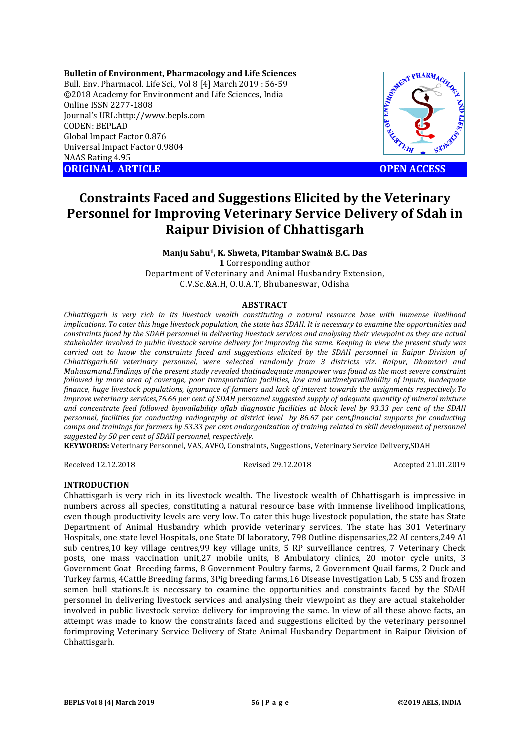**Bulletin of Environment, Pharmacology and Life Sciences**
Bull. Env. Pharmacol. Life Sci., Vol 8 [4] March 2019 : 56-59
©2018 Academy for Environment and Life Sciences, India
Online ISSN 2277-1808
Journal's URL:http://www.bepls.com
CODEN: BEPLAD
Global Impact Factor 0.876
Universal Impact Factor 0.9804
NAAS Rating 4.95

**ORIGINAL ARTICLE** **OPEN ACCESS**

# Constraints Faced and Suggestions Elicited by the Veterinary Personnel for Improving Veterinary Service Delivery of Sdah in Raipur Division of Chhattisgarh

**Manju Sahu[1], K. Shweta, Pitambar Swain& B.C. Das**
**1** Corresponding author
Department of Veterinary and Animal Husbandry Extension,
C.V.Sc.&A.H, O.U.A.T, Bhubaneswar, Odisha

## ABSTRACT

*Chhattisgarh is very rich in its livestock wealth constituting a natural resource base with immense livelihood implications. To cater this huge livestock population, the state has SDAH. It is necessary to examine the opportunities and constraints faced by the SDAH personnel in delivering livestock services and analysing their viewpoint as they are actual stakeholder involved in public livestock service delivery for improving the same. Keeping in view the present study was carried out to know the constraints faced and suggestions elicited by the SDAH personnel in Raipur Division of Chhattisgarh.60 veterinary personnel, were selected randomly from 3 districts viz. Raipur, Dhamtari and Mahasamund.Findings of the present study revealed thatinadequate manpower was found as the most severe constraint followed by more area of coverage, poor transportation facilities, low and untimelyavailability of inputs, inadequate finance, huge livestock populations, ignorance of farmers and lack of interest towards the assignments respectively.To improve veterinary services,76.66 per cent of SDAH personnel suggested supply of adequate quantity of mineral mixture and concentrate feed followed byavailability oflab diagnostic facilities at block level by 93.33 per cent of the SDAH personnel, facilities for conducting radiography at district level by 86.67 per cent,financial supports for conducting camps and trainings for farmers by 53.33 per cent andorganization of training related to skill development of personnel suggested by 50 per cent of SDAH personnel, respectively.*

**KEYWORDS:** Veterinary Personnel, VAS, AVFO, Constraints, Suggestions, Veterinary Service Delivery,SDAH

Received 12.12.2018 Revised 29.12.2018 Accepted 21.01.2019

## INTRODUCTION

Chhattisgarh is very rich in its livestock wealth. The livestock wealth of Chhattisgarh is impressive in numbers across all species, constituting a natural resource base with immense livelihood implications, even though productivity levels are very low. To cater this huge livestock population, the state has State Department of Animal Husbandry which provide veterinary services. The state has 301 Veterinary Hospitals, one state level Hospitals, one State DI laboratory, 798 Outline dispensaries,22 AI centers,249 AI sub centres,10 key village centres,99 key village units, 5 RP surveillance centres, 7 Veterinary Check posts, one mass vaccination unit,27 mobile units, 8 Ambulatory clinics, 20 motor cycle units, 3 Government Goat Breeding farms, 8 Government Poultry farms, 2 Government Quail farms, 2 Duck and Turkey farms, 4Cattle Breeding farms, 3Pig breeding farms,16 Disease Investigation Lab, 5 CSS and frozen semen bull stations.It is necessary to examine the opportunities and constraints faced by the SDAH personnel in delivering livestock services and analysing their viewpoint as they are actual stakeholder involved in public livestock service delivery for improving the same. In view of all these above facts, an attempt was made to know the constraints faced and suggestions elicited by the veterinary personnel forimproving Veterinary Service Delivery of State Animal Husbandry Department in Raipur Division of Chhattisgarh.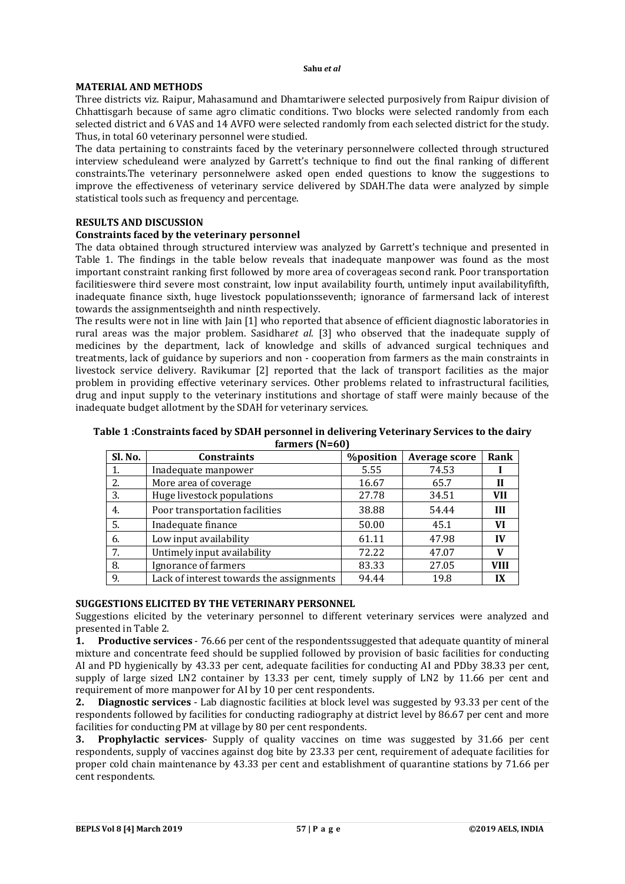## MATERIAL AND METHODS

Three districts viz. Raipur, Mahasamund and Dhamtariwere selected purposively from Raipur division of Chhattisgarh because of same agro climatic conditions. Two blocks were selected randomly from each selected district and 6 VAS and 14 AVFO were selected randomly from each selected district for the study. Thus, in total 60 veterinary personnel were studied.

The data pertaining to constraints faced by the veterinary personnelwere collected through structured interview scheduleand were analyzed by Garrett's technique to find out the final ranking of different constraints.The veterinary personnelwere asked open ended questions to know the suggestions to improve the effectiveness of veterinary service delivered by SDAH.The data were analyzed by simple statistical tools such as frequency and percentage.

## RESULTS AND DISCUSSION

### Constraints faced by the veterinary personnel

The data obtained through structured interview was analyzed by Garrett's technique and presented in Table 1. The findings in the table below reveals that inadequate manpower was found as the most important constraint ranking first followed by more area of coverageas second rank. Poor transportation facilitieswere third severe most constraint, low input availability fourth, untimely input availabilityfifth, inadequate finance sixth, huge livestock populationsseventh; ignorance of farmersand lack of interest towards the assignmentseighth and ninth respectively.

The results were not in line with Jain [1] who reported that absence of efficient diagnostic laboratories in rural areas was the major problem. Sasidhar*et al*. [3] who observed that the inadequate supply of medicines by the department, lack of knowledge and skills of advanced surgical techniques and treatments, lack of guidance by superiors and non - cooperation from farmers as the main constraints in livestock service delivery. Ravikumar [2] reported that the lack of transport facilities as the major problem in providing effective veterinary services. Other problems related to infrastructural facilities, drug and input supply to the veterinary institutions and shortage of staff were mainly because of the inadequate budget allotment by the SDAH for veterinary services.

**Table 1 :Constraints faced by SDAH personnel in delivering Veterinary Services to the dairy farmers (N=60)**

| Sl. No. | Constraints | %position | Average score | Rank |
|---|---|---|---|---|
| 1. | Inadequate manpower | 5.55 | 74.53 | I |
| 2. | More area of coverage | 16.67 | 65.7 | II |
| 3. | Huge livestock populations | 27.78 | 34.51 | VII |
| 4. | Poor transportation facilities | 38.88 | 54.44 | III |
| 5. | Inadequate finance | 50.00 | 45.1 | VI |
| 6. | Low input availability | 61.11 | 47.98 | IV |
| 7. | Untimely input availability | 72.22 | 47.07 | V |
| 8. | Ignorance of farmers | 83.33 | 27.05 | VIII |
| 9. | Lack of interest towards the assignments | 94.44 | 19.8 | IX |

## SUGGESTIONS ELICITED BY THE VETERINARY PERSONNEL

Suggestions elicited by the veterinary personnel to different veterinary services were analyzed and presented in Table 2.

1. **Productive services** - 76.66 per cent of the respondentssuggested that adequate quantity of mineral mixture and concentrate feed should be supplied followed by provision of basic facilities for conducting AI and PD hygienically by 43.33 per cent, adequate facilities for conducting AI and PDby 38.33 per cent, supply of large sized LN2 container by 13.33 per cent, timely supply of LN2 by 11.66 per cent and requirement of more manpower for AI by 10 per cent respondents.
2. **Diagnostic services** - Lab diagnostic facilities at block level was suggested by 93.33 per cent of the respondents followed by facilities for conducting radiography at district level by 86.67 per cent and more facilities for conducting PM at village by 80 per cent respondents.
3. **Prophylactic services**- Supply of quality vaccines on time was suggested by 31.66 per cent respondents, supply of vaccines against dog bite by 23.33 per cent, requirement of adequate facilities for proper cold chain maintenance by 43.33 per cent and establishment of quarantine stations by 71.66 per cent respondents.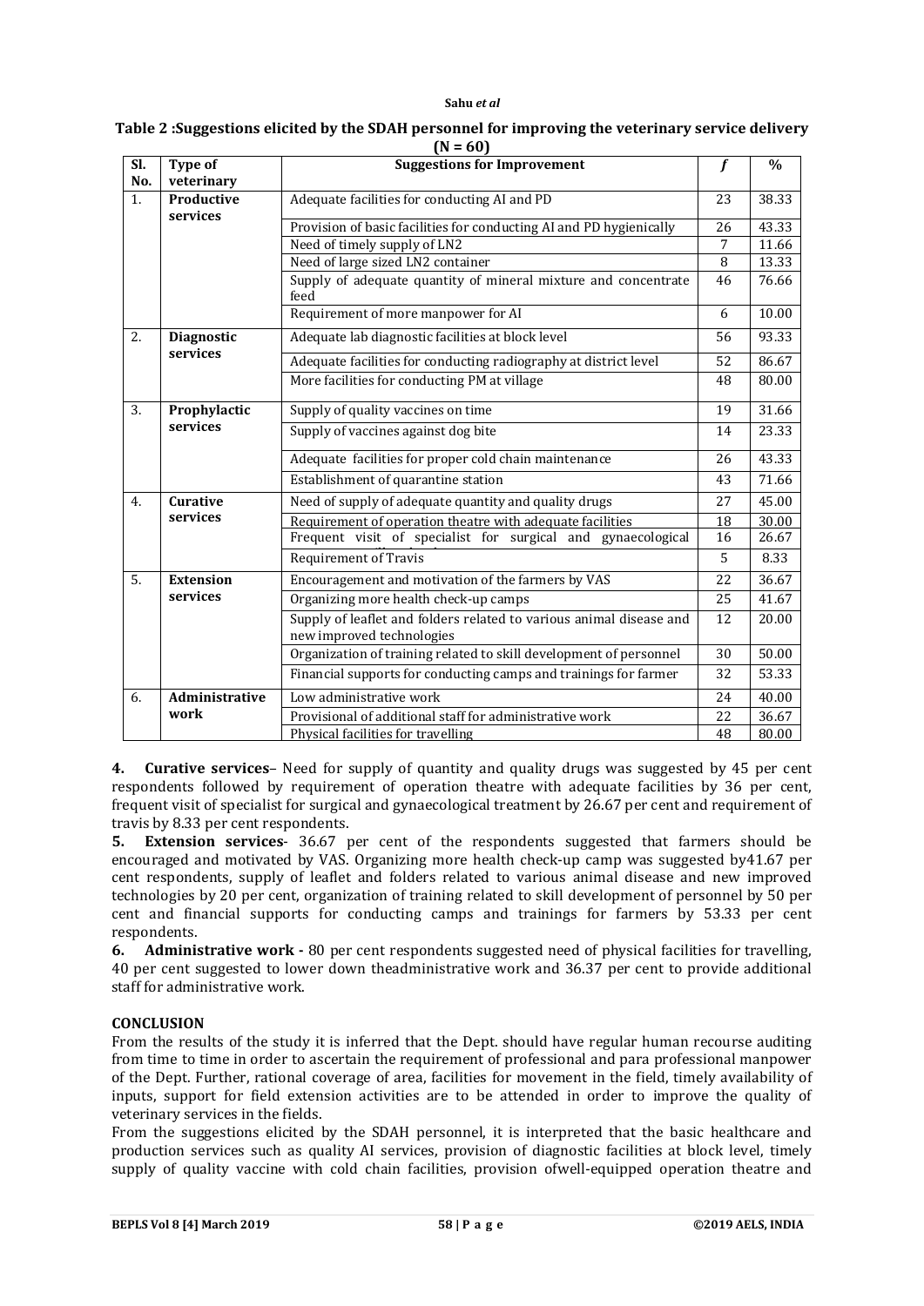**Table 2 :Suggestions elicited by the SDAH personnel for improving the veterinary service delivery (N = 60)**

| Sl. No. | Type of veterinary | Suggestions for Improvement | *f* | % |
|---|---|---|---|---|
| 1. | **Productive services** | Adequate facilities for conducting AI and PD | 23 | 38.33 |
| | | Provision of basic facilities for conducting AI and PD hygienically | 26 | 43.33 |
| | | Need of timely supply of LN2 | 7 | 11.66 |
| | | Need of large sized LN2 container | 8 | 13.33 |
| | | Supply of adequate quantity of mineral mixture and concentrate feed | 46 | 76.66 |
| | | Requirement of more manpower for AI | 6 | 10.00 |
| 2. | **Diagnostic services** | Adequate lab diagnostic facilities at block level | 56 | 93.33 |
| | | Adequate facilities for conducting radiography at district level | 52 | 86.67 |
| | | More facilities for conducting PM at village | 48 | 80.00 |
| 3. | **Prophylactic services** | Supply of quality vaccines on time | 19 | 31.66 |
| | | Supply of vaccines against dog bite | 14 | 23.33 |
| | | Adequate facilities for proper cold chain maintenance | 26 | 43.33 |
| | | Establishment of quarantine station | 43 | 71.66 |
| 4. | **Curative services** | Need of supply of adequate quantity and quality drugs | 27 | 45.00 |
| | | Requirement of operation theatre with adequate facilities | 18 | 30.00 |
| | | Frequent visit of specialist for surgical and gynaecological | 16 | 26.67 |
| | | Requirement of Travis | 5 | 8.33 |
| 5. | **Extension services** | Encouragement and motivation of the farmers by VAS | 22 | 36.67 |
| | | Organizing more health check-up camps | 25 | 41.67 |
| | | Supply of leaflet and folders related to various animal disease and new improved technologies | 12 | 20.00 |
| | | Organization of training related to skill development of personnel | 30 | 50.00 |
| | | Financial supports for conducting camps and trainings for farmer | 32 | 53.33 |
| 6. | **Administrative work** | Low administrative work | 24 | 40.00 |
| | | Provisional of additional staff for administrative work | 22 | 36.67 |
| | | Physical facilities for travelling | 48 | 80.00 |

**4. Curative services**– Need for supply of quantity and quality drugs was suggested by 45 per cent respondents followed by requirement of operation theatre with adequate facilities by 36 per cent, frequent visit of specialist for surgical and gynaecological treatment by 26.67 per cent and requirement of travis by 8.33 per cent respondents.

**5. Extension services**- 36.67 per cent of the respondents suggested that farmers should be encouraged and motivated by VAS. Organizing more health check-up camp was suggested by41.67 per cent respondents, supply of leaflet and folders related to various animal disease and new improved technologies by 20 per cent, organization of training related to skill development of personnel by 50 per cent and financial supports for conducting camps and trainings for farmers by 53.33 per cent respondents.

**6. Administrative work -** 80 per cent respondents suggested need of physical facilities for travelling, 40 per cent suggested to lower down theadministrative work and 36.37 per cent to provide additional staff for administrative work.

## CONCLUSION

From the results of the study it is inferred that the Dept. should have regular human recourse auditing from time to time in order to ascertain the requirement of professional and para professional manpower of the Dept. Further, rational coverage of area, facilities for movement in the field, timely availability of inputs, support for field extension activities are to be attended in order to improve the quality of veterinary services in the fields.

From the suggestions elicited by the SDAH personnel, it is interpreted that the basic healthcare and production services such as quality AI services, provision of diagnostic facilities at block level, timely supply of quality vaccine with cold chain facilities, provision ofwell-equipped operation theatre and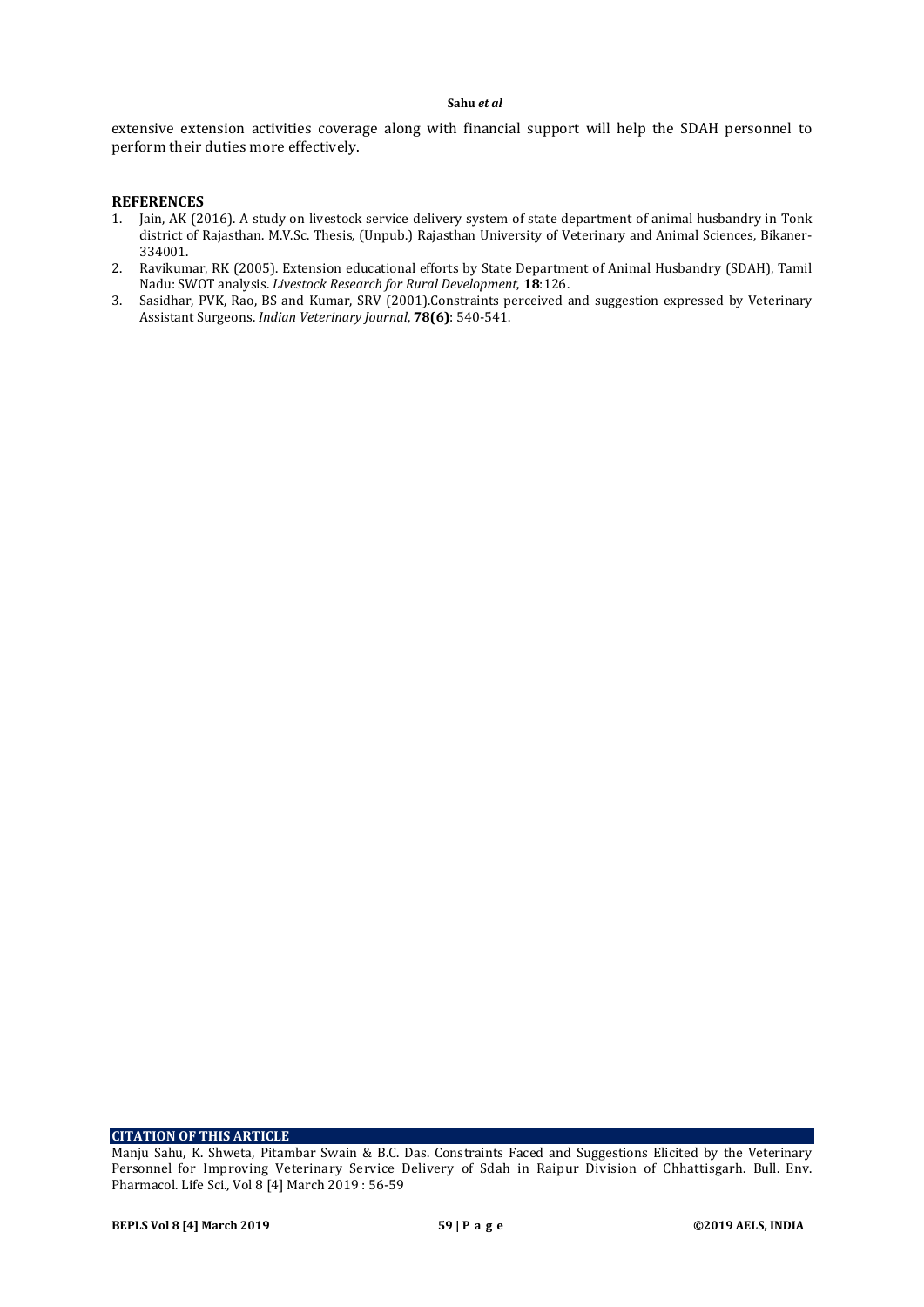extensive extension activities coverage along with financial support will help the SDAH personnel to perform their duties more effectively.

## REFERENCES

1. Jain, AK (2016). A study on livestock service delivery system of state department of animal husbandry in Tonk district of Rajasthan. M.V.Sc. Thesis, (Unpub.) Rajasthan University of Veterinary and Animal Sciences, Bikaner-334001.
2. Ravikumar, RK (2005). Extension educational efforts by State Department of Animal Husbandry (SDAH), Tamil Nadu: SWOT analysis. *Livestock Research for Rural Development*, **18**:126.
3. Sasidhar, PVK, Rao, BS and Kumar, SRV (2001).Constraints perceived and suggestion expressed by Veterinary Assistant Surgeons. *Indian Veterinary Journal*, **78(6)**: 540-541.

**CITATION OF THIS ARTICLE**

Manju Sahu, K. Shweta, Pitambar Swain & B.C. Das. Constraints Faced and Suggestions Elicited by the Veterinary Personnel for Improving Veterinary Service Delivery of Sdah in Raipur Division of Chhattisgarh. Bull. Env. Pharmacol. Life Sci., Vol 8 [4] March 2019 : 56-59